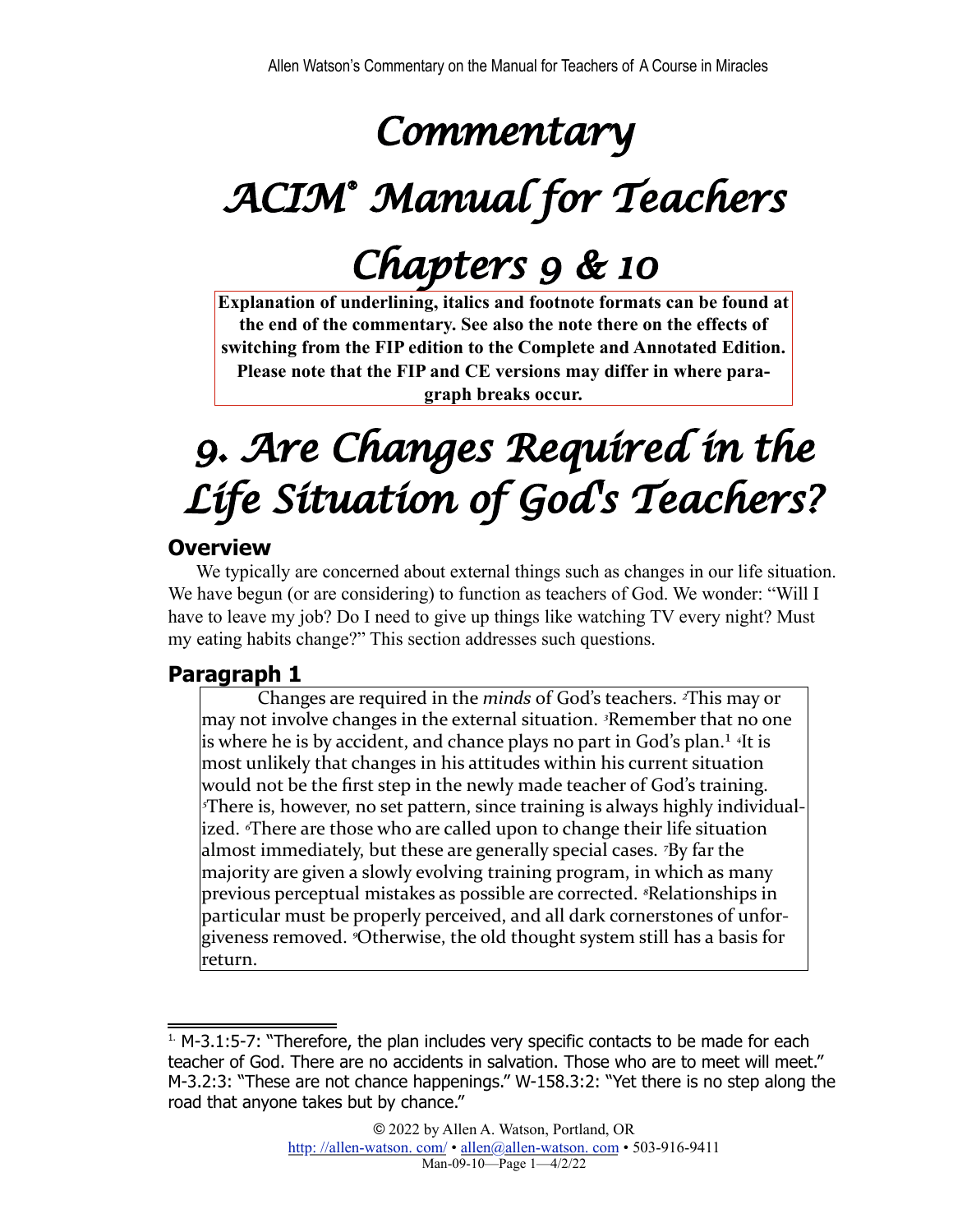# Commentary

# ACIM® Manual for Teachers

# Chapters 9 & 10

**Explanation of underlining, italics and footnote formats can be found at the end of the commentary. See also the note there on the effects of switching from the FIP edition to the Complete and Annotated Edition. Please note that the FIP and CE versions may differ in where paragraph breaks occur.**

# 9. Are Changes Required in the Life Situation of God's Teachers?

## Overview

We typically are concerned about external things such as changes in our life situation. We have begun (or are considering) to function as teachers of God. We wonder: "Will I have to leave my job? Do I need to give up things like watching TV every night? Must my eating habits change?" This section addresses such questions.

## Paragraph 1

> Changes are required in the *minds* of God's teachers. [2]This may or may not involve changes in the external situation. [3]Remember that no one is where he is by accident, and chance plays no part in God's plan.[1] [4]It is most unlikely that changes in his attitudes within his current situation would not be the first step in the newly made teacher of God's training. [5]There is, however, no set pattern, since training is always highly individualized. [6]There are those who are called upon to change their life situation almost immediately, but these are generally special cases. [7]By far the majority are given a slowly evolving training program, in which as many previous perceptual mistakes as possible are corrected. [8]Relationships in particular must be properly perceived, and all dark cornerstones of unforgiveness removed. [9]Otherwise, the old thought system still has a basis for return.

[1] M-3.1:5-7: "Therefore, the plan includes very specific contacts to be made for each teacher of God. There are no accidents in salvation. Those who are to meet will meet." M-3.2:3: "These are not chance happenings." W-158.3:2: "Yet there is no step along the road that anyone takes but by chance."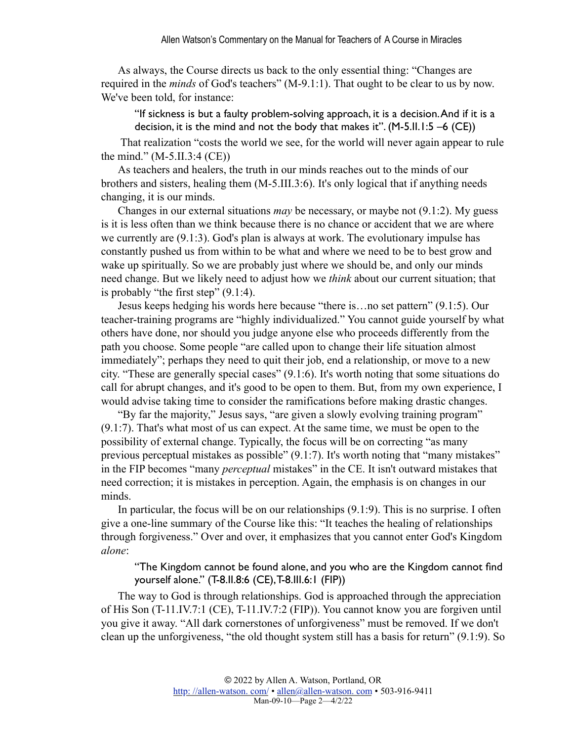As always, the Course directs us back to the only essential thing: "Changes are required in the *minds* of God's teachers" (M-9.1:1). That ought to be clear to us by now. We've been told, for instance:

> "If sickness is but a faulty problem-solving approach, it is a decision. And if it is a decision, it is the mind and not the body that makes it". (M-5.II.1:5 –6 (CE))

That realization "costs the world we see, for the world will never again appear to rule the mind." (M-5.II.3:4 (CE))

As teachers and healers, the truth in our minds reaches out to the minds of our brothers and sisters, healing them (M-5.III.3:6). It's only logical that if anything needs changing, it is our minds.

Changes in our external situations *may* be necessary, or maybe not (9.1:2). My guess is it is less often than we think because there is no chance or accident that we are where we currently are (9.1:3). God's plan is always at work. The evolutionary impulse has constantly pushed us from within to be what and where we need to be to best grow and wake up spiritually. So we are probably just where we should be, and only our minds need change. But we likely need to adjust how we *think* about our current situation; that is probably "the first step" (9.1:4).

Jesus keeps hedging his words here because "there is…no set pattern" (9.1:5). Our teacher-training programs are "highly individualized." You cannot guide yourself by what others have done, nor should you judge anyone else who proceeds differently from the path you choose. Some people "are called upon to change their life situation almost immediately"; perhaps they need to quit their job, end a relationship, or move to a new city. "These are generally special cases" (9.1:6). It's worth noting that some situations do call for abrupt changes, and it's good to be open to them. But, from my own experience, I would advise taking time to consider the ramifications before making drastic changes.

"By far the majority," Jesus says, "are given a slowly evolving training program" (9.1:7). That's what most of us can expect. At the same time, we must be open to the possibility of external change. Typically, the focus will be on correcting "as many previous perceptual mistakes as possible" (9.1:7). It's worth noting that "many mistakes" in the FIP becomes "many *perceptual* mistakes" in the CE. It isn't outward mistakes that need correction; it is mistakes in perception. Again, the emphasis is on changes in our minds.

In particular, the focus will be on our relationships (9.1:9). This is no surprise. I often give a one-line summary of the Course like this: "It teaches the healing of relationships through forgiveness." Over and over, it emphasizes that you cannot enter God's Kingdom *alone*:

> "The Kingdom cannot be found alone, and you who are the Kingdom cannot find yourself alone." (T-8.II.8:6 (CE), T-8.III.6:1 (FIP))

The way to God is through relationships. God is approached through the appreciation of His Son (T-11.IV.7:1 (CE), T-11.IV.7:2 (FIP)). You cannot know you are forgiven until you give it away. "All dark cornerstones of unforgiveness" must be removed. If we don't clean up the unforgiveness, "the old thought system still has a basis for return" (9.1:9). So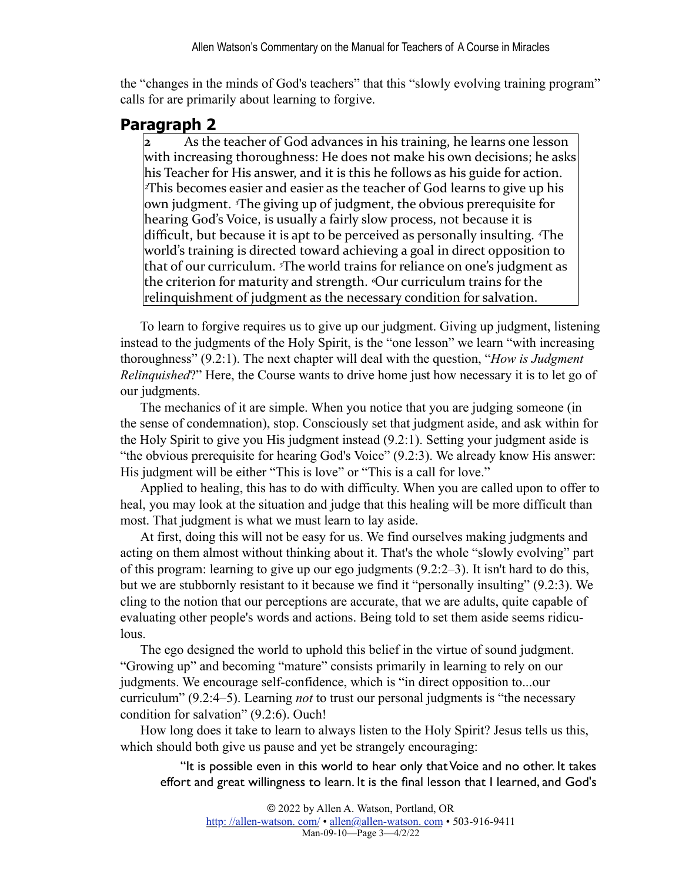the “changes in the minds of God's teachers” that this “slowly evolving training program” calls for are primarily about learning to forgive.

## Paragraph 2

> **2** As the teacher of God advances in his training, he learns one lesson with increasing thoroughness: He does not make his own decisions; he asks his Teacher for His answer, and it is this he follows as his guide for action. [2]This becomes easier and easier as the teacher of God learns to give up his own judgment. [3]The giving up of judgment, the obvious prerequisite for hearing God's Voice, is usually a fairly slow process, not because it is difficult, but because it is apt to be perceived as personally insulting. [4]The world's training is directed toward achieving a goal in direct opposition to that of our curriculum. [5]The world trains for reliance on one's judgment as the criterion for maturity and strength. [6]Our curriculum trains for the relinquishment of judgment as the necessary condition for salvation.

To learn to forgive requires us to give up our judgment. Giving up judgment, listening instead to the judgments of the Holy Spirit, is the “one lesson” we learn “with increasing thoroughness” (9.2:1). The next chapter will deal with the question, “*How is Judgment Relinquished*?” Here, the Course wants to drive home just how necessary it is to let go of our judgments.

The mechanics of it are simple. When you notice that you are judging someone (in the sense of condemnation), stop. Consciously set that judgment aside, and ask within for the Holy Spirit to give you His judgment instead (9.2:1). Setting your judgment aside is “the obvious prerequisite for hearing God's Voice” (9.2:3). We already know His answer: His judgment will be either “This is love” or “This is a call for love.”

Applied to healing, this has to do with difficulty. When you are called upon to offer to heal, you may look at the situation and judge that this healing will be more difficult than most. That judgment is what we must learn to lay aside.

At first, doing this will not be easy for us. We find ourselves making judgments and acting on them almost without thinking about it. That's the whole “slowly evolving” part of this program: learning to give up our ego judgments (9.2:2–3). It isn't hard to do this, but we are stubbornly resistant to it because we find it “personally insulting” (9.2:3). We cling to the notion that our perceptions are accurate, that we are adults, quite capable of evaluating other people's words and actions. Being told to set them aside seems ridiculous.

The ego designed the world to uphold this belief in the virtue of sound judgment. “Growing up” and becoming “mature” consists primarily in learning to rely on our judgments. We encourage self-confidence, which is “in direct opposition to...our curriculum” (9.2:4–5). Learning *not* to trust our personal judgments is “the necessary condition for salvation” (9.2:6). Ouch!

How long does it take to learn to always listen to the Holy Spirit? Jesus tells us this, which should both give us pause and yet be strangely encouraging:

> “It is possible even in this world to hear only that Voice and no other. It takes effort and great willingness to learn. It is the final lesson that I learned, and God's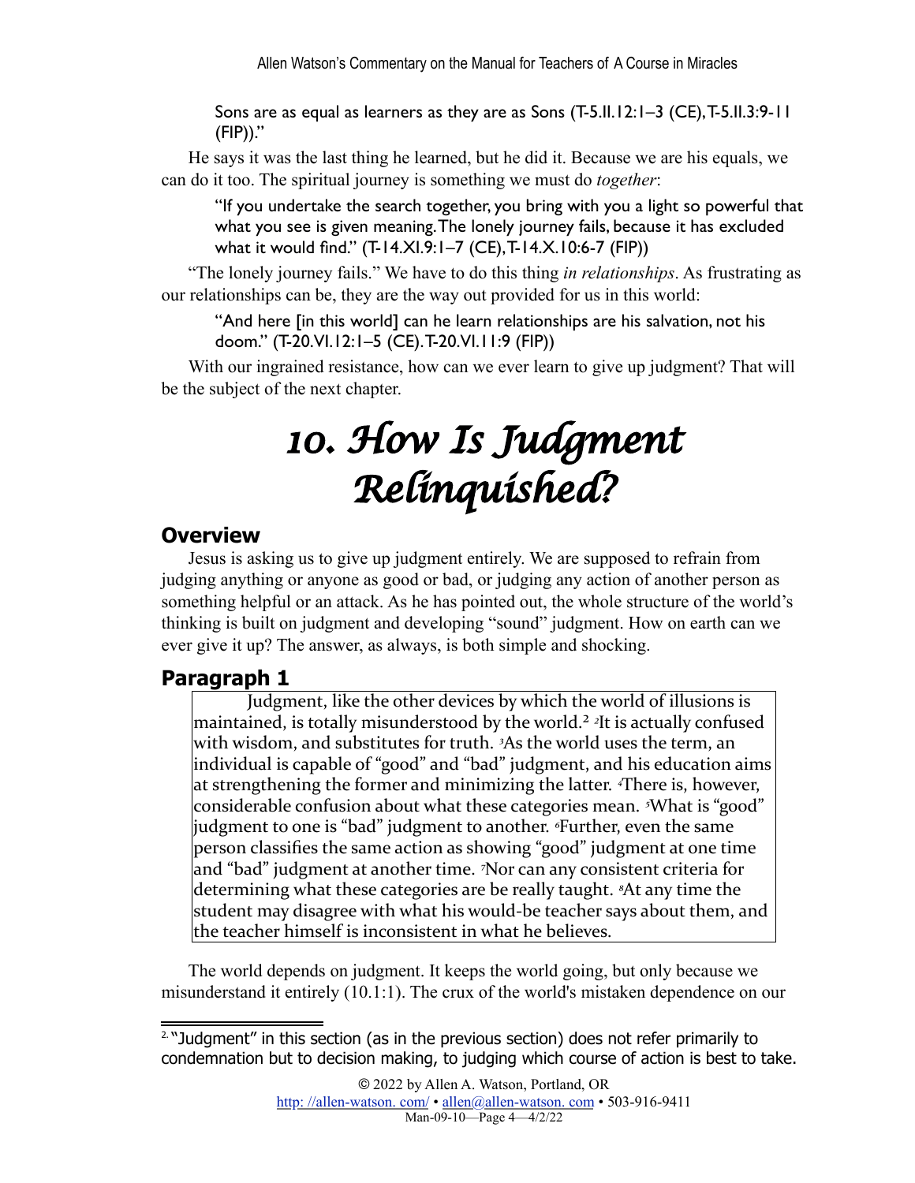Sons are as equal as learners as they are as Sons (T-5.II.12:1–3 (CE), T-5.II.3:9-11 (FIP))."

He says it was the last thing he learned, but he did it. Because we are his equals, we can do it too. The spiritual journey is something we must do *together*:

> "If you undertake the search together, you bring with you a light so powerful that what you see is given meaning. The lonely journey fails, because it has excluded what it would find." (T-14.XI.9:1–7 (CE), T-14.X.10:6-7 (FIP))

"The lonely journey fails." We have to do this thing *in relationships*. As frustrating as our relationships can be, they are the way out provided for us in this world:

> "And here [in this world] can he learn relationships are his salvation, not his doom." (T-20.VI.12:1–5 (CE). T-20.VI.11:9 (FIP))

With our ingrained resistance, how can we ever learn to give up judgment? That will be the subject of the next chapter.

# *10. How Is Judgment Relinquished?*

## Overview

Jesus is asking us to give up judgment entirely. We are supposed to refrain from judging anything or anyone as good or bad, or judging any action of another person as something helpful or an attack. As he has pointed out, the whole structure of the world's thinking is built on judgment and developing "sound" judgment. How on earth can we ever give it up? The answer, as always, is both simple and shocking.

## Paragraph 1

> Judgment, like the other devices by which the world of illusions is maintained, is totally misunderstood by the world.[2] ²It is actually confused with wisdom, and substitutes for truth. ³As the world uses the term, an individual is capable of "good" and "bad" judgment, and his education aims at strengthening the former and minimizing the latter. ⁴There is, however, considerable confusion about what these categories mean. ⁵What is "good" judgment to one is "bad" judgment to another. ⁶Further, even the same person classifies the same action as showing "good" judgment at one time and "bad" judgment at another time. ⁷Nor can any consistent criteria for determining what these categories are be really taught. ⁸At any time the student may disagree with what his would-be teacher says about them, and the teacher himself is inconsistent in what he believes.

The world depends on judgment. It keeps the world going, but only because we misunderstand it entirely (10.1:1). The crux of the world's mistaken dependence on our

---

[2] "Judgment" in this section (as in the previous section) does not refer primarily to condemnation but to decision making, to judging which course of action is best to take.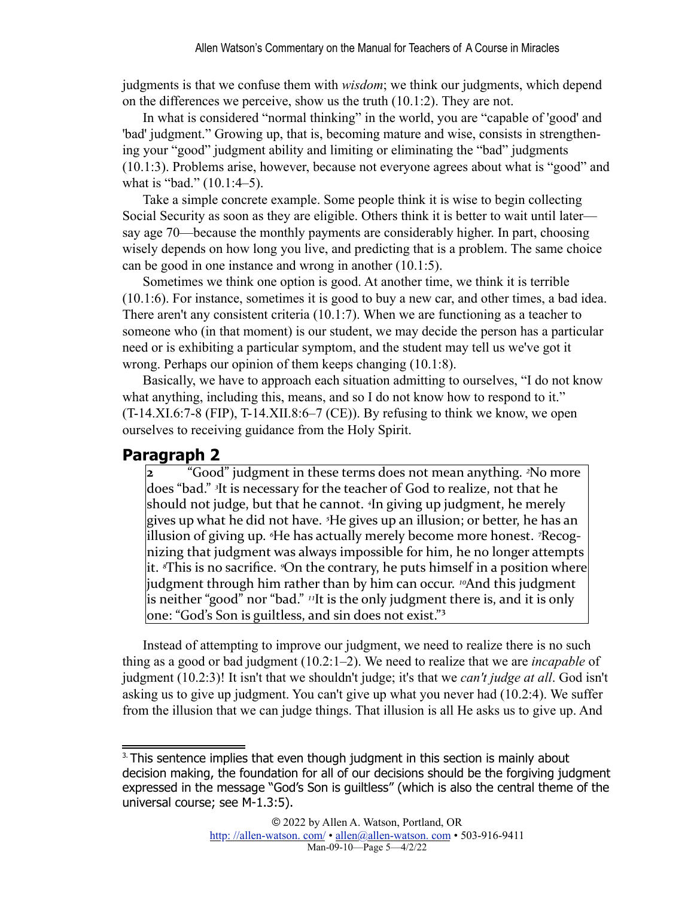judgments is that we confuse them with *wisdom*; we think our judgments, which depend on the differences we perceive, show us the truth (10.1:2). They are not.

In what is considered "normal thinking" in the world, you are "capable of 'good' and 'bad' judgment." Growing up, that is, becoming mature and wise, consists in strengthening your "good" judgment ability and limiting or eliminating the "bad" judgments (10.1:3). Problems arise, however, because not everyone agrees about what is "good" and what is "bad." (10.1:4–5).

Take a simple concrete example. Some people think it is wise to begin collecting Social Security as soon as they are eligible. Others think it is better to wait until later—say age 70—because the monthly payments are considerably higher. In part, choosing wisely depends on how long you live, and predicting that is a problem. The same choice can be good in one instance and wrong in another (10.1:5).

Sometimes we think one option is good. At another time, we think it is terrible (10.1:6). For instance, sometimes it is good to buy a new car, and other times, a bad idea. There aren't any consistent criteria (10.1:7). When we are functioning as a teacher to someone who (in that moment) is our student, we may decide the person has a particular need or is exhibiting a particular symptom, and the student may tell us we've got it wrong. Perhaps our opinion of them keeps changing (10.1:8).

Basically, we have to approach each situation admitting to ourselves, "I do not know what anything, including this, means, and so I do not know how to respond to it." (T-14.XI.6:7-8 (FIP), T-14.XII.8:6–7 (CE)). By refusing to think we know, we open ourselves to receiving guidance from the Holy Spirit.

## Paragraph 2

> **2** "Good" judgment in these terms does not mean anything. [2]No more does "bad." [3]It is necessary for the teacher of God to realize, not that he should not judge, but that he cannot. [4]In giving up judgment, he merely gives up what he did not have. [5]He gives up an illusion; or better, he has an illusion of giving up. [6]He has actually merely become more honest. [7]Recognizing that judgment was always impossible for him, he no longer attempts it. [8]This is no sacrifice. [9]On the contrary, he puts himself in a position where judgment through him rather than by him can occur. [10]And this judgment is neither "good" nor "bad." [11]It is the only judgment there is, and it is only one: "God's Son is guiltless, and sin does not exist."[3]

Instead of attempting to improve our judgment, we need to realize there is no such thing as a good or bad judgment (10.2:1–2). We need to realize that we are *incapable* of judgment (10.2:3)! It isn't that we shouldn't judge; it's that we *can't judge at all*. God isn't asking us to give up judgment. You can't give up what you never had (10.2:4). We suffer from the illusion that we can judge things. That illusion is all He asks us to give up. And

---

[3] This sentence implies that even though judgment in this section is mainly about decision making, the foundation for all of our decisions should be the forgiving judgment expressed in the message "God's Son is guiltless" (which is also the central theme of the universal course; see M-1.3:5).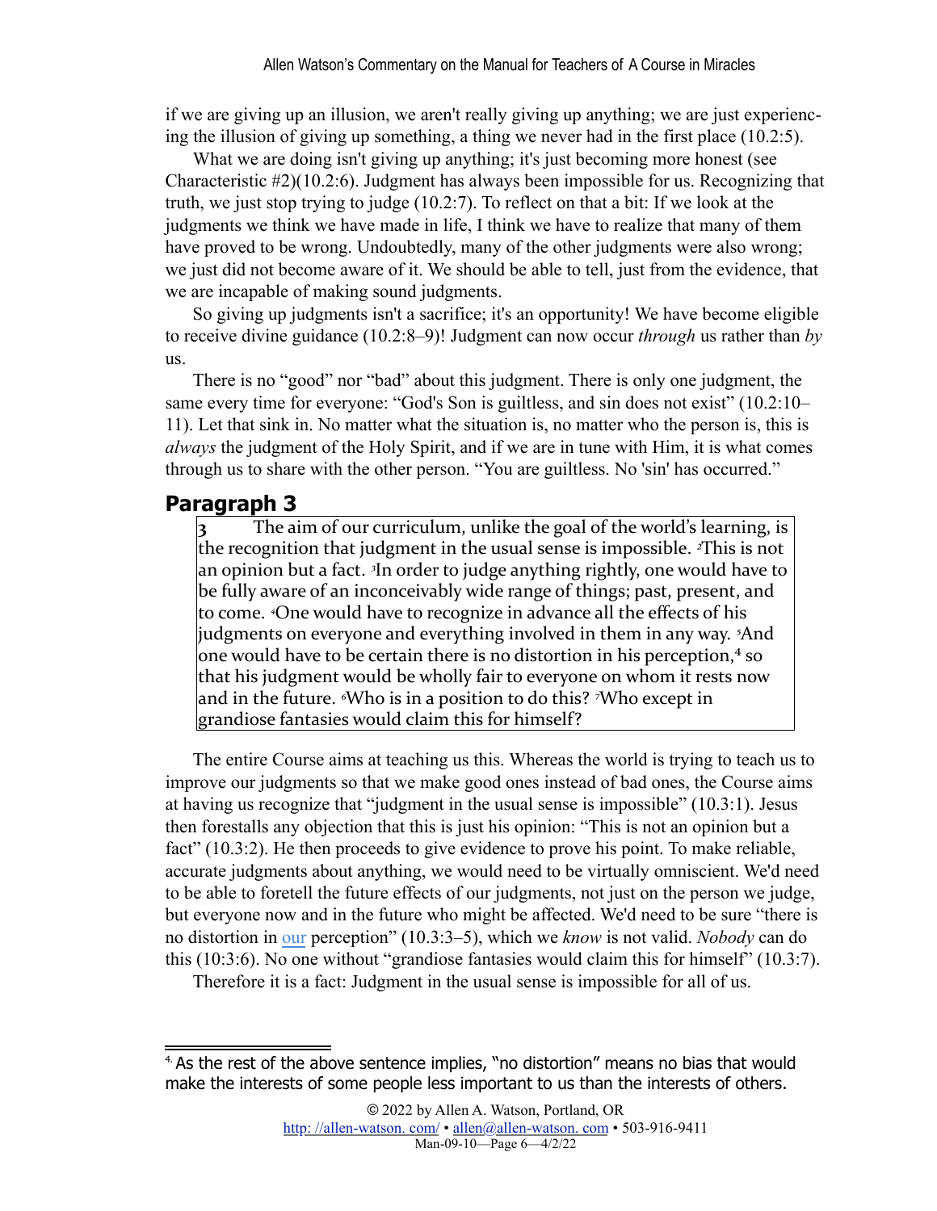if we are giving up an illusion, we aren't really giving up anything; we are just experiencing the illusion of giving up something, a thing we never had in the first place (10.2:5).

What we are doing isn't giving up anything; it's just becoming more honest (see Characteristic #2)(10.2:6). Judgment has always been impossible for us. Recognizing that truth, we just stop trying to judge (10.2:7). To reflect on that a bit: If we look at the judgments we think we have made in life, I think we have to realize that many of them have proved to be wrong. Undoubtedly, many of the other judgments were also wrong; we just did not become aware of it. We should be able to tell, just from the evidence, that we are incapable of making sound judgments.

So giving up judgments isn't a sacrifice; it's an opportunity! We have become eligible to receive divine guidance (10.2:8–9)! Judgment can now occur *through* us rather than *by* us.

There is no "good" nor "bad" about this judgment. There is only one judgment, the same every time for everyone: "God's Son is guiltless, and sin does not exist" (10.2:10–11). Let that sink in. No matter what the situation is, no matter who the person is, this is *always* the judgment of the Holy Spirit, and if we are in tune with Him, it is what comes through us to share with the other person. "You are guiltless. No 'sin' has occurred."

## Paragraph 3

> **3** The aim of our curriculum, unlike the goal of the world's learning, is the recognition that judgment in the usual sense is impossible. [2]This is not an opinion but a fact. [3]In order to judge anything rightly, one would have to be fully aware of an inconceivably wide range of things; past, present, and to come. [4]One would have to recognize in advance all the effects of his judgments on everyone and everything involved in them in any way. [5]And one would have to be certain there is no distortion in his perception,[4] so that his judgment would be wholly fair to everyone on whom it rests now and in the future. [6]Who is in a position to do this? [7]Who except in grandiose fantasies would claim this for himself?

The entire Course aims at teaching us this. Whereas the world is trying to teach us to improve our judgments so that we make good ones instead of bad ones, the Course aims at having us recognize that "judgment in the usual sense is impossible" (10.3:1). Jesus then forestalls any objection that this is just his opinion: "This is not an opinion but a fact" (10.3:2). He then proceeds to give evidence to prove his point. To make reliable, accurate judgments about anything, we would need to be virtually omniscient. We'd need to be able to foretell the future effects of our judgments, not just on the person we judge, but everyone now and in the future who might be affected. We'd need to be sure "there is no distortion in our perception" (10.3:3–5), which we *know* is not valid. *Nobody* can do this (10:3:6). No one without "grandiose fantasies would claim this for himself" (10.3:7).

Therefore it is a fact: Judgment in the usual sense is impossible for all of us.

---

[4] As the rest of the above sentence implies, "no distortion" means no bias that would make the interests of some people less important to us than the interests of others.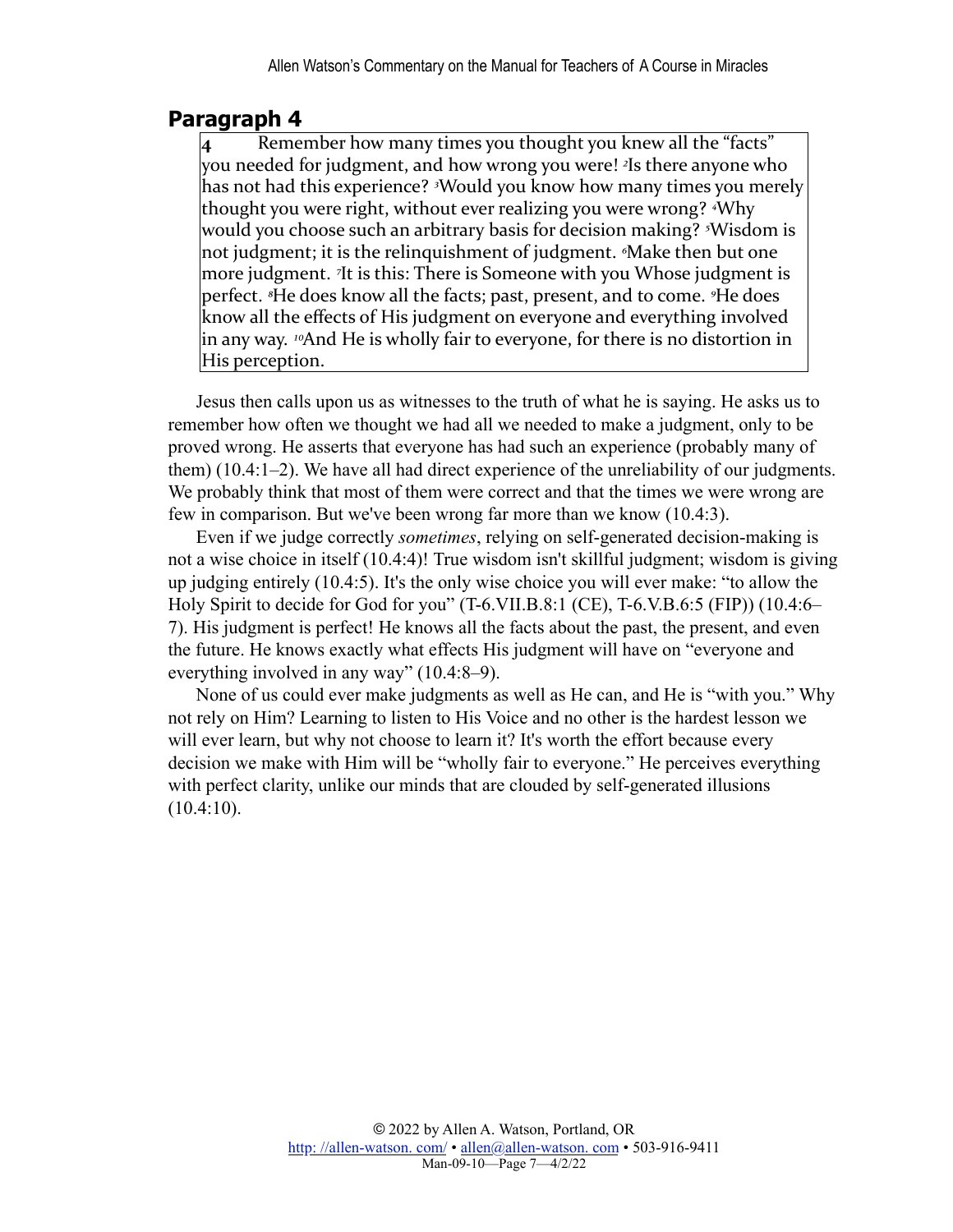## Paragraph 4

> **4** Remember how many times you thought you knew all the "facts" you needed for judgment, and how wrong you were! [2]Is there anyone who has not had this experience? [3]Would you know how many times you merely thought you were right, without ever realizing you were wrong? [4]Why would you choose such an arbitrary basis for decision making? [5]Wisdom is not judgment; it is the relinquishment of judgment. [6]Make then but one more judgment. [7]It is this: There is Someone with you Whose judgment is perfect. [8]He does know all the facts; past, present, and to come. [9]He does know all the effects of His judgment on everyone and everything involved in any way. [10]And He is wholly fair to everyone, for there is no distortion in His perception.

Jesus then calls upon us as witnesses to the truth of what he is saying. He asks us to remember how often we thought we had all we needed to make a judgment, only to be proved wrong. He asserts that everyone has had such an experience (probably many of them) (10.4:1–2). We have all had direct experience of the unreliability of our judgments. We probably think that most of them were correct and that the times we were wrong are few in comparison. But we've been wrong far more than we know (10.4:3).

Even if we judge correctly *sometimes*, relying on self-generated decision-making is not a wise choice in itself (10.4:4)! True wisdom isn't skillful judgment; wisdom is giving up judging entirely (10.4:5). It's the only wise choice you will ever make: "to allow the Holy Spirit to decide for God for you" (T-6.VII.B.8:1 (CE), T-6.V.B.6:5 (FIP)) (10.4:6–7). His judgment is perfect! He knows all the facts about the past, the present, and even the future. He knows exactly what effects His judgment will have on "everyone and everything involved in any way" (10.4:8–9).

None of us could ever make judgments as well as He can, and He is "with you." Why not rely on Him? Learning to listen to His Voice and no other is the hardest lesson we will ever learn, but why not choose to learn it? It's worth the effort because every decision we make with Him will be "wholly fair to everyone." He perceives everything with perfect clarity, unlike our minds that are clouded by self-generated illusions (10.4:10).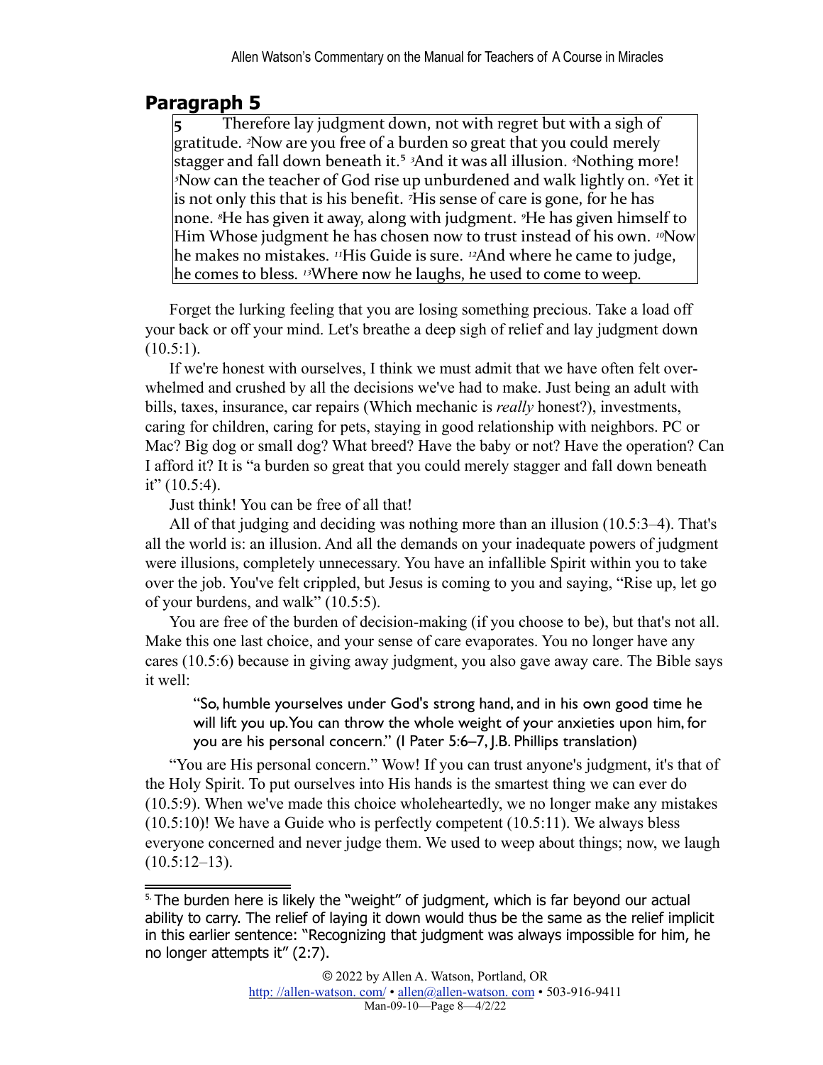## Paragraph 5

> 5 Therefore lay judgment down, not with regret but with a sigh of gratitude. [2]Now are you free of a burden so great that you could merely stagger and fall down beneath it.[5] [3]And it was all illusion. [4]Nothing more! [5]Now can the teacher of God rise up unburdened and walk lightly on. [6]Yet it is not only this that is his benefit. [7]His sense of care is gone, for he has none. [8]He has given it away, along with judgment. [9]He has given himself to Him Whose judgment he has chosen now to trust instead of his own. [10]Now he makes no mistakes. [11]His Guide is sure. [12]And where he came to judge, he comes to bless. [13]Where now he laughs, he used to come to weep.

Forget the lurking feeling that you are losing something precious. Take a load off your back or off your mind. Let's breathe a deep sigh of relief and lay judgment down (10.5:1).

If we're honest with ourselves, I think we must admit that we have often felt overwhelmed and crushed by all the decisions we've had to make. Just being an adult with bills, taxes, insurance, car repairs (Which mechanic is *really* honest?), investments, caring for children, caring for pets, staying in good relationship with neighbors. PC or Mac? Big dog or small dog? What breed? Have the baby or not? Have the operation? Can I afford it? It is "a burden so great that you could merely stagger and fall down beneath it" (10.5:4).

Just think! You can be free of all that!

All of that judging and deciding was nothing more than an illusion (10.5:3–4). That's all the world is: an illusion. And all the demands on your inadequate powers of judgment were illusions, completely unnecessary. You have an infallible Spirit within you to take over the job. You've felt crippled, but Jesus is coming to you and saying, "Rise up, let go of your burdens, and walk" (10.5:5).

You are free of the burden of decision-making (if you choose to be), but that's not all. Make this one last choice, and your sense of care evaporates. You no longer have any cares (10.5:6) because in giving away judgment, you also gave away care. The Bible says it well:

> "So, humble yourselves under God's strong hand, and in his own good time he will lift you up. You can throw the whole weight of your anxieties upon him, for you are his personal concern." (I Pater 5:6–7, J.B. Phillips translation)

"You are His personal concern." Wow! If you can trust anyone's judgment, it's that of the Holy Spirit. To put ourselves into His hands is the smartest thing we can ever do (10.5:9). When we've made this choice wholeheartedly, we no longer make any mistakes (10.5:10)! We have a Guide who is perfectly competent (10.5:11). We always bless everyone concerned and never judge them. We used to weep about things; now, we laugh (10.5:12–13).

---

[5] The burden here is likely the "weight" of judgment, which is far beyond our actual ability to carry. The relief of laying it down would thus be the same as the relief implicit in this earlier sentence: "Recognizing that judgment was always impossible for him, he no longer attempts it" (2:7).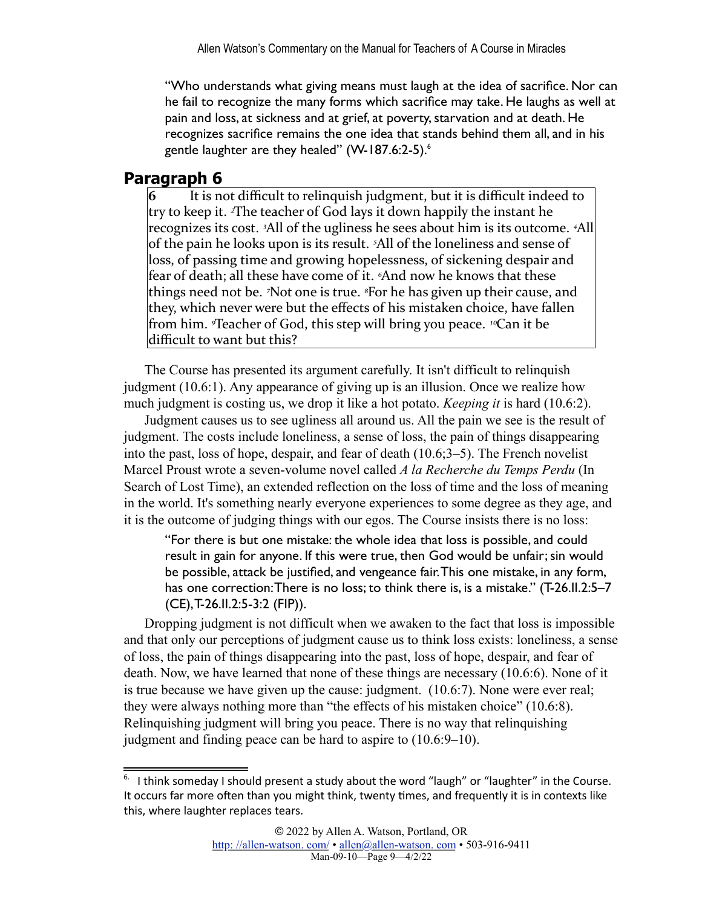> "Who understands what giving means must laugh at the idea of sacrifice. Nor can he fail to recognize the many forms which sacrifice may take. He laughs as well at pain and loss, at sickness and at grief, at poverty, starvation and at death. He recognizes sacrifice remains the one idea that stands behind them all, and in his gentle laughter are they healed" (W-187.6:2-5).[6]

## Paragraph 6

> **6** It is not difficult to relinquish judgment, but it is difficult indeed to try to keep it. [2]The teacher of God lays it down happily the instant he recognizes its cost. [3]All of the ugliness he sees about him is its outcome. [4]All of the pain he looks upon is its result. [5]All of the loneliness and sense of loss, of passing time and growing hopelessness, of sickening despair and fear of death; all these have come of it. [6]And now he knows that these things need not be. [7]Not one is true. [8]For he has given up their cause, and they, which never were but the effects of his mistaken choice, have fallen from him. [9]Teacher of God, this step will bring you peace. [10]Can it be difficult to want but this?

The Course has presented its argument carefully. It isn't difficult to relinquish judgment (10.6:1). Any appearance of giving up is an illusion. Once we realize how much judgment is costing us, we drop it like a hot potato. *Keeping it* is hard (10.6:2).

Judgment causes us to see ugliness all around us. All the pain we see is the result of judgment. The costs include loneliness, a sense of loss, the pain of things disappearing into the past, loss of hope, despair, and fear of death (10.6;3–5). The French novelist Marcel Proust wrote a seven-volume novel called *A la Recherche du Temps Perdu* (In Search of Lost Time), an extended reflection on the loss of time and the loss of meaning in the world. It's something nearly everyone experiences to some degree as they age, and it is the outcome of judging things with our egos. The Course insists there is no loss:

> "For there is but one mistake: the whole idea that loss is possible, and could result in gain for anyone. If this were true, then God would be unfair; sin would be possible, attack be justified, and vengeance fair. This one mistake, in any form, has one correction: There is no loss; to think there is, is a mistake." (T-26.II.2:5–7 (CE), T-26.II.2:5-3:2 (FIP)).

Dropping judgment is not difficult when we awaken to the fact that loss is impossible and that only our perceptions of judgment cause us to think loss exists: loneliness, a sense of loss, the pain of things disappearing into the past, loss of hope, despair, and fear of death. Now, we have learned that none of these things are necessary (10.6:6). None of it is true because we have given up the cause: judgment. (10.6:7). None were ever real; they were always nothing more than "the effects of his mistaken choice" (10.6:8). Relinquishing judgment will bring you peace. There is no way that relinquishing judgment and finding peace can be hard to aspire to (10.6:9–10).

---

[6] I think someday I should present a study about the word "laugh" or "laughter" in the Course. It occurs far more often than you might think, twenty times, and frequently it is in contexts like this, where laughter replaces tears.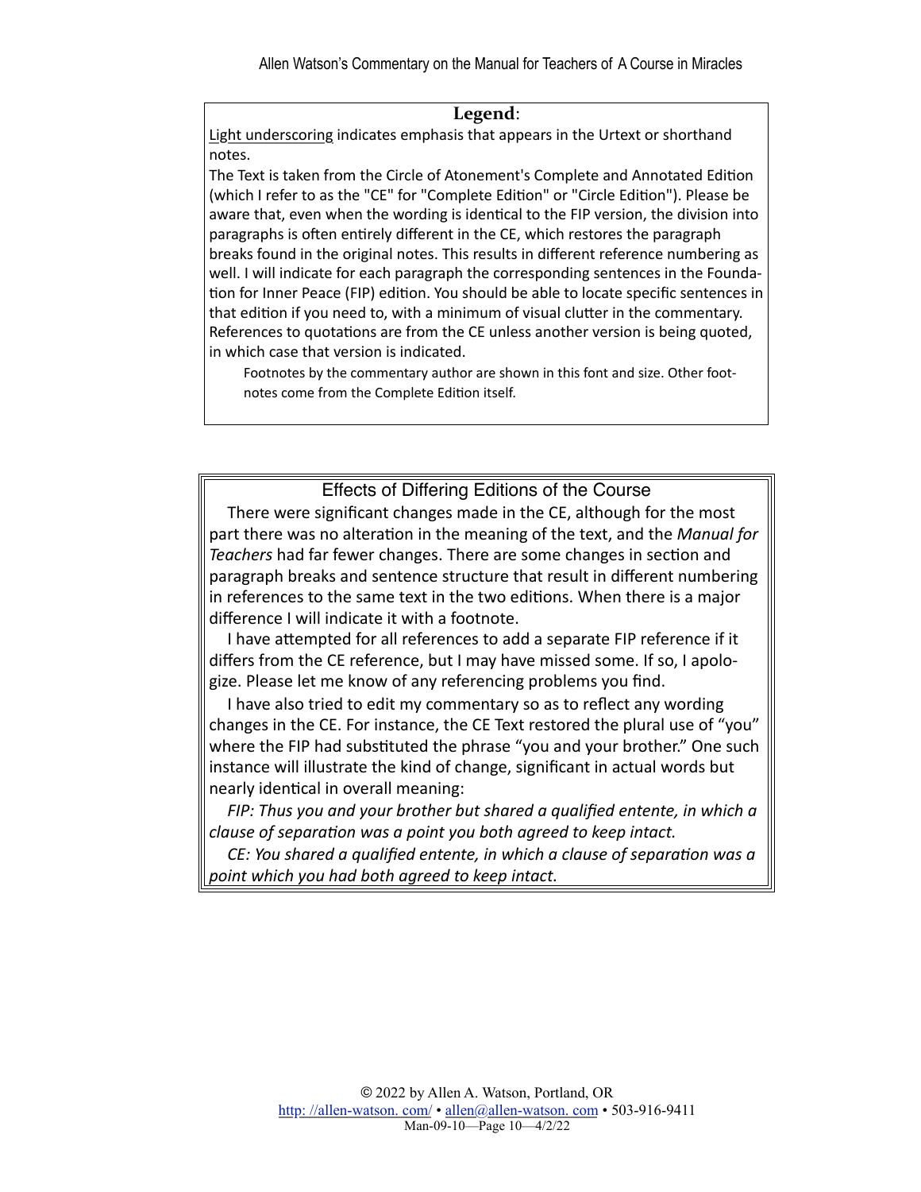**Legend**:

Light underscoring indicates emphasis that appears in the Urtext or shorthand notes.

The Text is taken from the Circle of Atonement's Complete and Annotated Edition (which I refer to as the "CE" for "Complete Edition" or "Circle Edition"). Please be aware that, even when the wording is identical to the FIP version, the division into paragraphs is often entirely different in the CE, which restores the paragraph breaks found in the original notes. This results in different reference numbering as well. I will indicate for each paragraph the corresponding sentences in the Foundation for Inner Peace (FIP) edition. You should be able to locate specific sentences in that edition if you need to, with a minimum of visual clutter in the commentary. References to quotations are from the CE unless another version is being quoted, in which case that version is indicated.

> Footnotes by the commentary author are shown in this font and size. Other footnotes come from the Complete Edition itself.

## Effects of Differing Editions of the Course

There were significant changes made in the CE, although for the most part there was no alteration in the meaning of the text, and the *Manual for Teachers* had far fewer changes. There are some changes in section and paragraph breaks and sentence structure that result in different numbering in references to the same text in the two editions. When there is a major difference I will indicate it with a footnote.

I have attempted for all references to add a separate FIP reference if it differs from the CE reference, but I may have missed some. If so, I apologize. Please let me know of any referencing problems you find.

I have also tried to edit my commentary so as to reflect any wording changes in the CE. For instance, the CE Text restored the plural use of "you" where the FIP had substituted the phrase "you and your brother." One such instance will illustrate the kind of change, significant in actual words but nearly identical in overall meaning:

*FIP: Thus you and your brother but shared a qualified entente, in which a clause of separation was a point you both agreed to keep intact.*

*CE: You shared a qualified entente, in which a clause of separation was a point which you had both agreed to keep intact.*

© 2022 by Allen A. Watson, Portland, OR
http: //allen-watson. com/ • allen@allen-watson. com • 503-916-9411